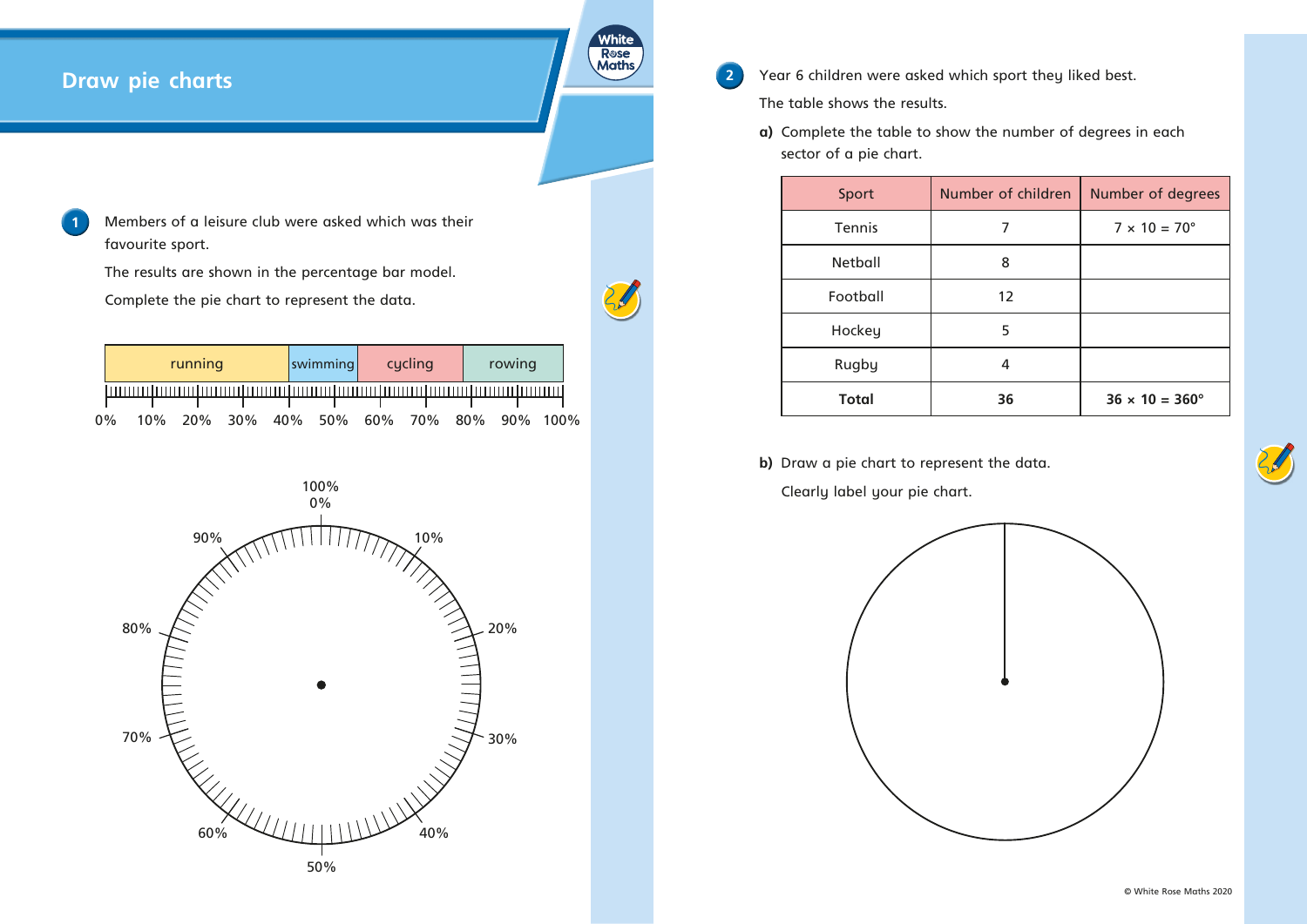# Draw pie charts

**1** Members of a leisure club were asked which was their favourite sport.

The results are shown in the percentage bar model.

Complete the pie chart to represent the data.

| running | swimming | cycling | rowing |
|---|---|---|---|

0% 10% 20% 30% 40% 50% 60% 70% 80% 90% 100%

100%
0%

90% 10%

80% 20%

70% 30%

60% 40%

50%

**2** Year 6 children were asked which sport they liked best.

The table shows the results.

**a)** Complete the table to show the number of degrees in each sector of a pie chart.

| Sport | Number of children | Number of degrees |
|---|---|---|
| Tennis | 7 | $7 \times 10 = 70°$ |
| Netball | 8 | |
| Football | 12 | |
| Hockey | 5 | |
| Rugby | 4 | |
| **Total** | **36** | **$36 \times 10 = 360°$** |

**b)** Draw a pie chart to represent the data.

Clearly label your pie chart.

© White Rose Maths 2020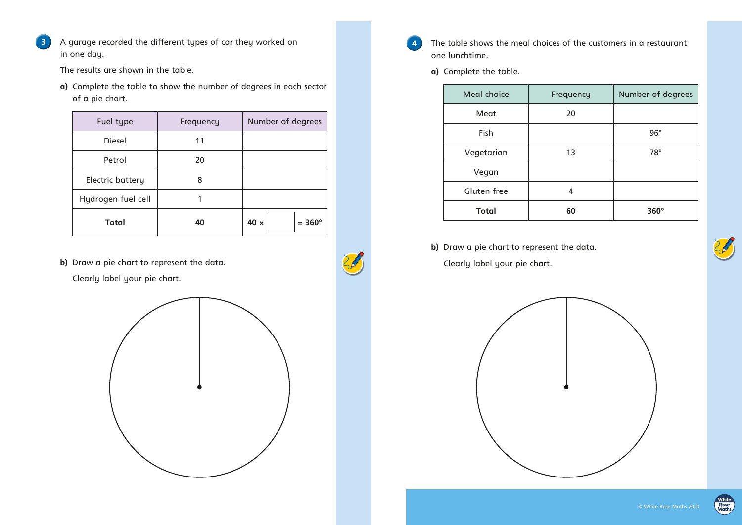**3** A garage recorded the different types of car they worked on in one day.

The results are shown in the table.

**a)** Complete the table to show the number of degrees in each sector of a pie chart.

| Fuel type | Frequency | Number of degrees |
|---|---|---|
| Diesel | 11 | |
| Petrol | 20 | |
| Electric battery | 8 | |
| Hydrogen fuel cell | 1 | |
| **Total** | **40** | **40 × ☐ = 360°** |

**b)** Draw a pie chart to represent the data.

Clearly label your pie chart.

**4** The table shows the meal choices of the customers in a restaurant one lunchtime.

**a)** Complete the table.

| Meal choice | Frequency | Number of degrees |
|---|---|---|
| Meat | 20 | |
| Fish | | 96° |
| Vegetarian | 13 | 78° |
| Vegan | | |
| Gluten free | 4 | |
| **Total** | **60** | **360°** |

**b)** Draw a pie chart to represent the data.

Clearly label your pie chart.